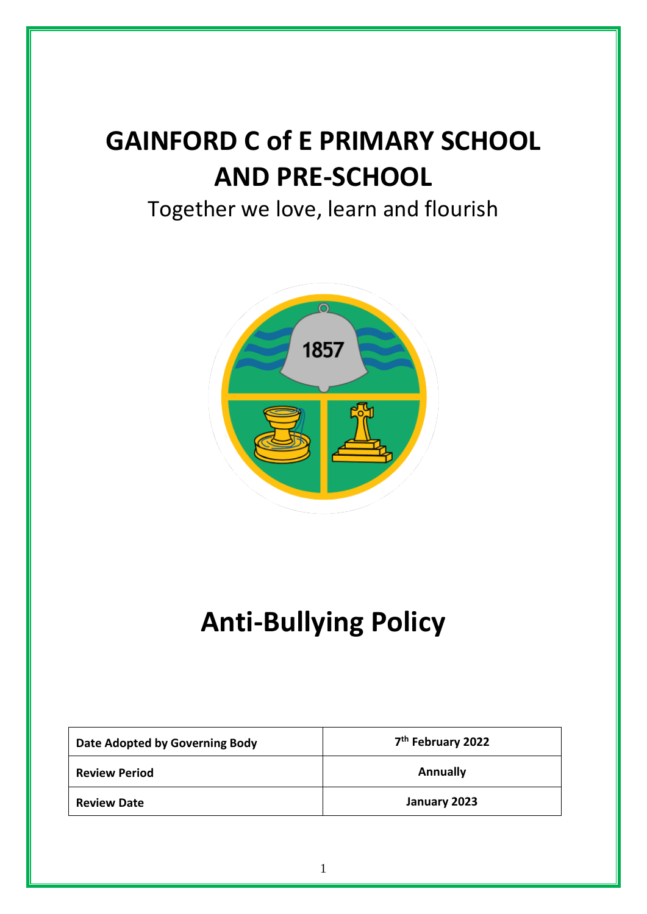# GAINFORD C of E PRIMARY SCHOOL AND PRE-SCHOOL

Together we love, learn and flourish

# Anti-Bullying Policy

| | |
|---|---|
| **Date Adopted by Governing Body** | **7th February 2022** |
| **Review Period** | **Annually** |
| **Review Date** | **January 2023** |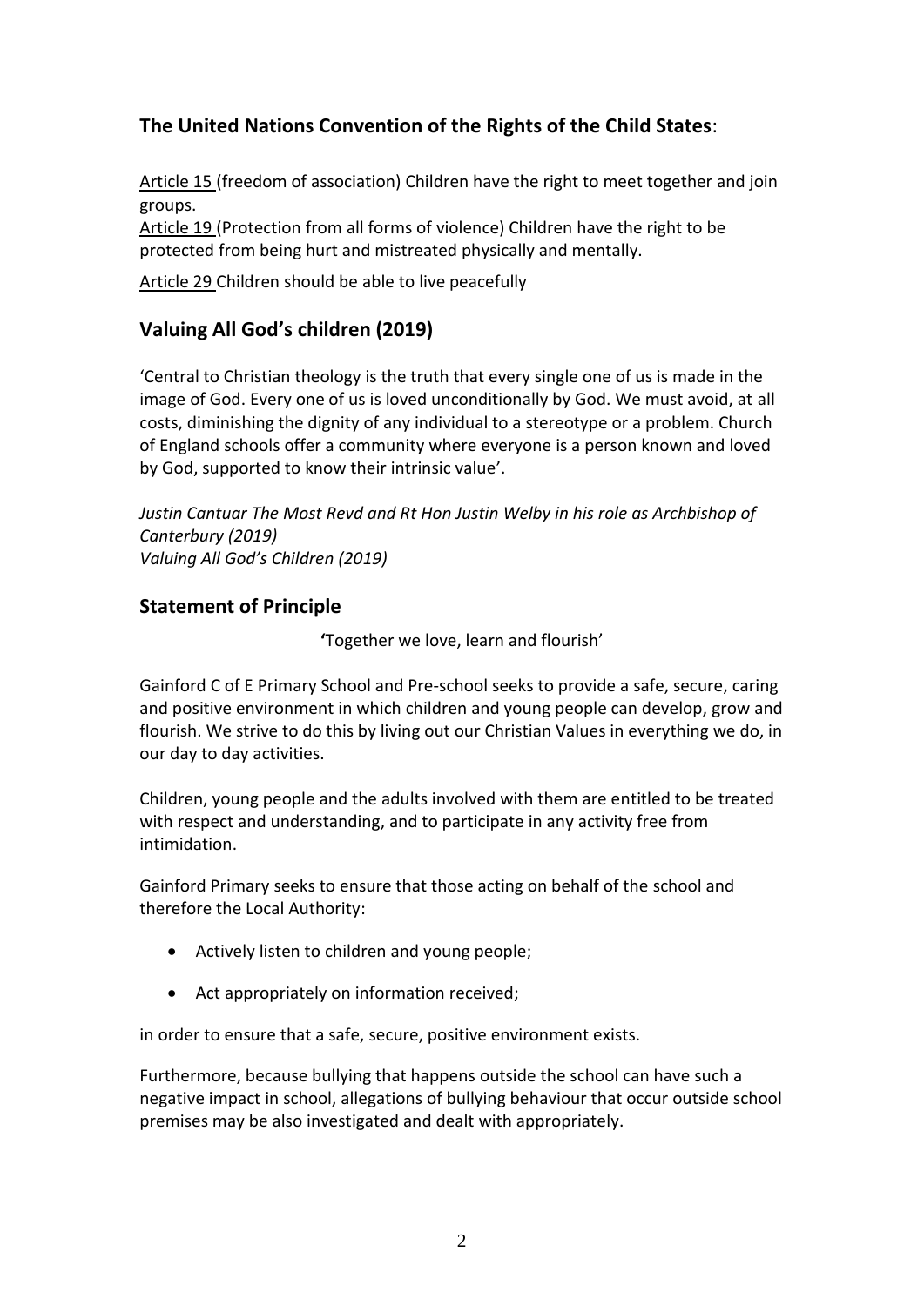## The United Nations Convention of the Rights of the Child States:

Article 15 (freedom of association) Children have the right to meet together and join groups.

Article 19 (Protection from all forms of violence) Children have the right to be protected from being hurt and mistreated physically and mentally.

Article 29 Children should be able to live peacefully

## Valuing All God's children (2019)

'Central to Christian theology is the truth that every single one of us is made in the image of God. Every one of us is loved unconditionally by God. We must avoid, at all costs, diminishing the dignity of any individual to a stereotype or a problem. Church of England schools offer a community where everyone is a person known and loved by God, supported to know their intrinsic value'.

*Justin Cantuar The Most Revd and Rt Hon Justin Welby in his role as Archbishop of Canterbury (2019)*
*Valuing All God's Children (2019)*

## Statement of Principle

**'**Together we love, learn and flourish'

Gainford C of E Primary School and Pre-school seeks to provide a safe, secure, caring and positive environment in which children and young people can develop, grow and flourish. We strive to do this by living out our Christian Values in everything we do, in our day to day activities.

Children, young people and the adults involved with them are entitled to be treated with respect and understanding, and to participate in any activity free from intimidation.

Gainford Primary seeks to ensure that those acting on behalf of the school and therefore the Local Authority:

- Actively listen to children and young people;
- Act appropriately on information received;

in order to ensure that a safe, secure, positive environment exists.

Furthermore, because bullying that happens outside the school can have such a negative impact in school, allegations of bullying behaviour that occur outside school premises may be also investigated and dealt with appropriately.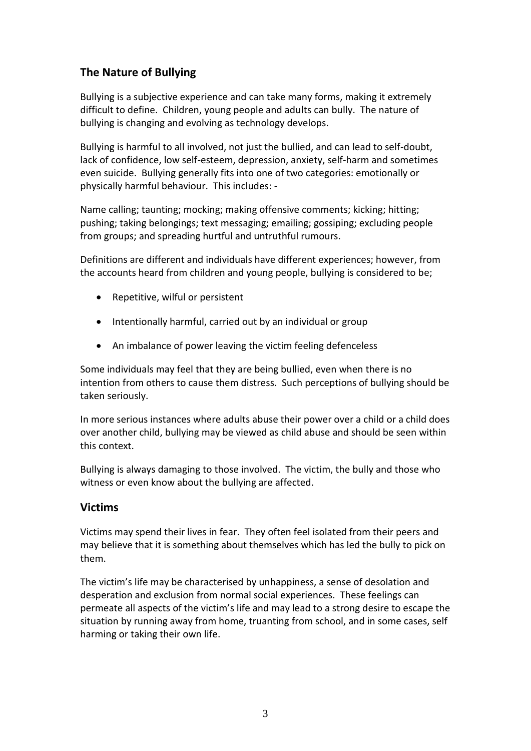## The Nature of Bullying

Bullying is a subjective experience and can take many forms, making it extremely difficult to define. Children, young people and adults can bully. The nature of bullying is changing and evolving as technology develops.

Bullying is harmful to all involved, not just the bullied, and can lead to self-doubt, lack of confidence, low self-esteem, depression, anxiety, self-harm and sometimes even suicide. Bullying generally fits into one of two categories: emotionally or physically harmful behaviour. This includes: -

Name calling; taunting; mocking; making offensive comments; kicking; hitting; pushing; taking belongings; text messaging; emailing; gossiping; excluding people from groups; and spreading hurtful and untruthful rumours.

Definitions are different and individuals have different experiences; however, from the accounts heard from children and young people, bullying is considered to be;

- Repetitive, wilful or persistent
- Intentionally harmful, carried out by an individual or group
- An imbalance of power leaving the victim feeling defenceless

Some individuals may feel that they are being bullied, even when there is no intention from others to cause them distress. Such perceptions of bullying should be taken seriously.

In more serious instances where adults abuse their power over a child or a child does over another child, bullying may be viewed as child abuse and should be seen within this context.

Bullying is always damaging to those involved. The victim, the bully and those who witness or even know about the bullying are affected.

## Victims

Victims may spend their lives in fear. They often feel isolated from their peers and may believe that it is something about themselves which has led the bully to pick on them.

The victim's life may be characterised by unhappiness, a sense of desolation and desperation and exclusion from normal social experiences. These feelings can permeate all aspects of the victim's life and may lead to a strong desire to escape the situation by running away from home, truanting from school, and in some cases, self harming or taking their own life.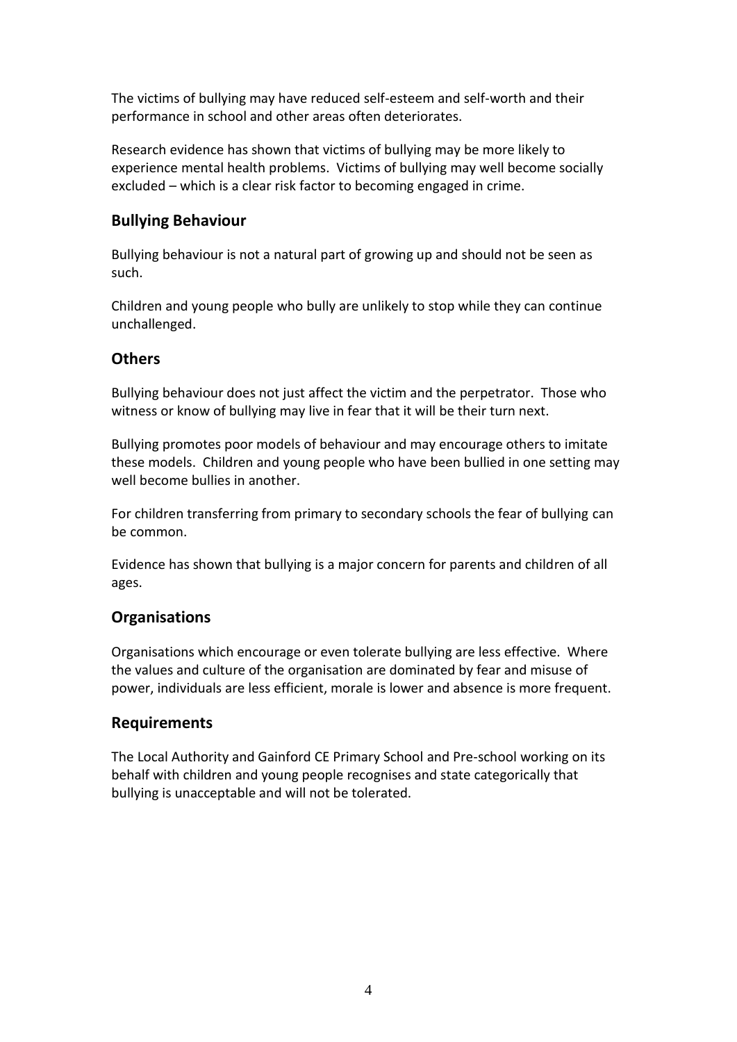The victims of bullying may have reduced self-esteem and self-worth and their performance in school and other areas often deteriorates.

Research evidence has shown that victims of bullying may be more likely to experience mental health problems. Victims of bullying may well become socially excluded – which is a clear risk factor to becoming engaged in crime.

## Bullying Behaviour

Bullying behaviour is not a natural part of growing up and should not be seen as such.

Children and young people who bully are unlikely to stop while they can continue unchallenged.

## Others

Bullying behaviour does not just affect the victim and the perpetrator. Those who witness or know of bullying may live in fear that it will be their turn next.

Bullying promotes poor models of behaviour and may encourage others to imitate these models. Children and young people who have been bullied in one setting may well become bullies in another.

For children transferring from primary to secondary schools the fear of bullying can be common.

Evidence has shown that bullying is a major concern for parents and children of all ages.

## Organisations

Organisations which encourage or even tolerate bullying are less effective. Where the values and culture of the organisation are dominated by fear and misuse of power, individuals are less efficient, morale is lower and absence is more frequent.

## Requirements

The Local Authority and Gainford CE Primary School and Pre-school working on its behalf with children and young people recognises and state categorically that bullying is unacceptable and will not be tolerated.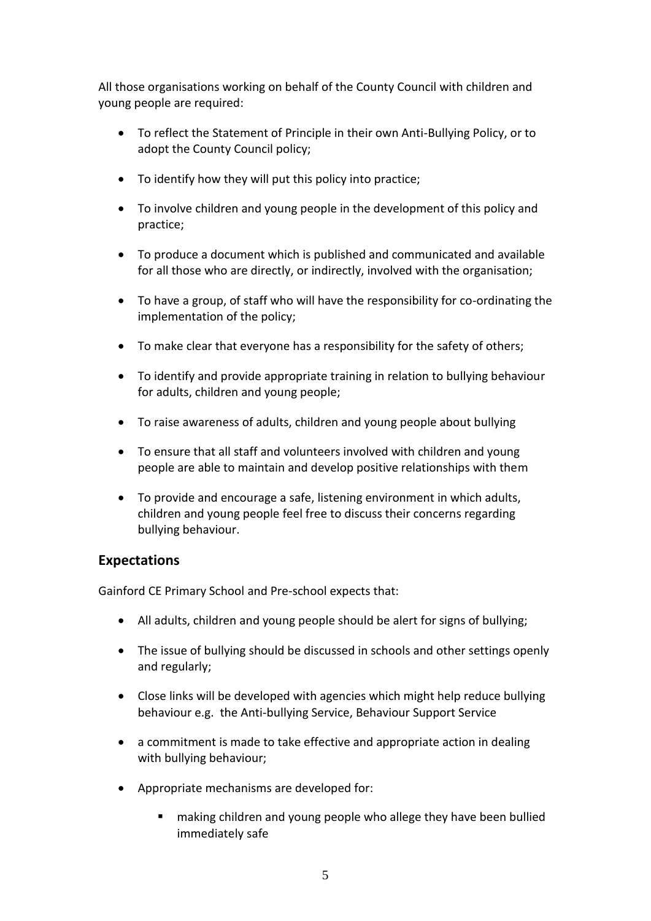All those organisations working on behalf of the County Council with children and young people are required:

- To reflect the Statement of Principle in their own Anti-Bullying Policy, or to adopt the County Council policy;
- To identify how they will put this policy into practice;
- To involve children and young people in the development of this policy and practice;
- To produce a document which is published and communicated and available for all those who are directly, or indirectly, involved with the organisation;
- To have a group, of staff who will have the responsibility for co-ordinating the implementation of the policy;
- To make clear that everyone has a responsibility for the safety of others;
- To identify and provide appropriate training in relation to bullying behaviour for adults, children and young people;
- To raise awareness of adults, children and young people about bullying
- To ensure that all staff and volunteers involved with children and young people are able to maintain and develop positive relationships with them
- To provide and encourage a safe, listening environment in which adults, children and young people feel free to discuss their concerns regarding bullying behaviour.

## Expectations

Gainford CE Primary School and Pre-school expects that:

- All adults, children and young people should be alert for signs of bullying;
- The issue of bullying should be discussed in schools and other settings openly and regularly;
- Close links will be developed with agencies which might help reduce bullying behaviour e.g. the Anti-bullying Service, Behaviour Support Service
- a commitment is made to take effective and appropriate action in dealing with bullying behaviour;
- Appropriate mechanisms are developed for:
    - making children and young people who allege they have been bullied immediately safe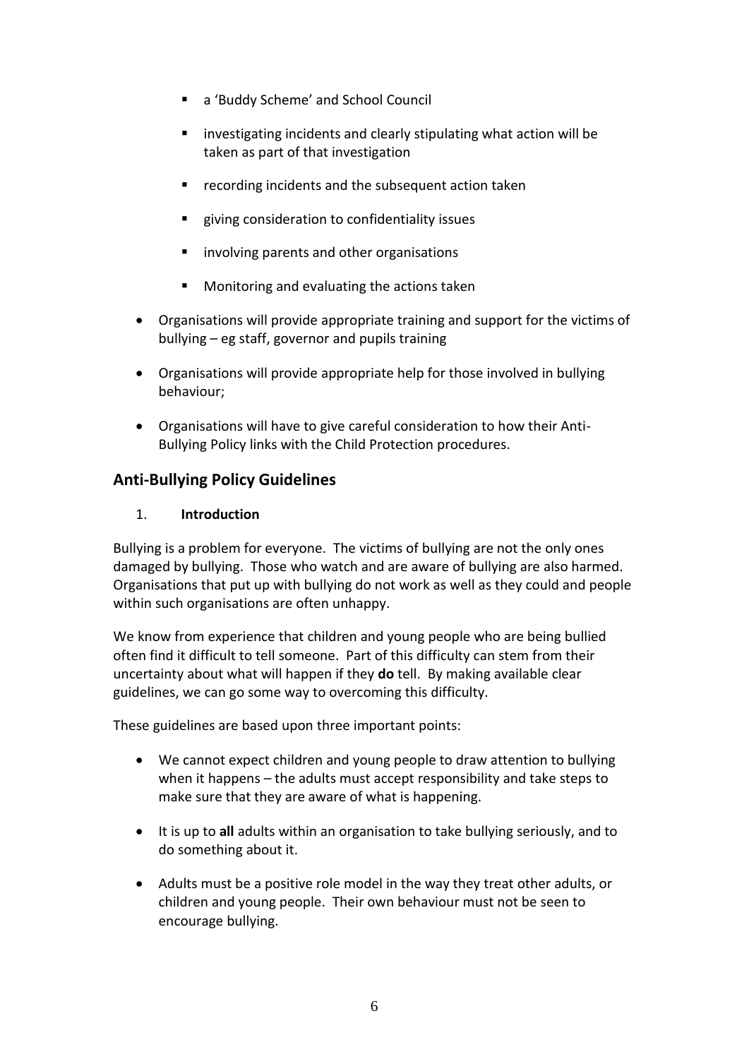- a 'Buddy Scheme' and School Council
- investigating incidents and clearly stipulating what action will be taken as part of that investigation
- recording incidents and the subsequent action taken
- giving consideration to confidentiality issues
- involving parents and other organisations
- Monitoring and evaluating the actions taken

- Organisations will provide appropriate training and support for the victims of bullying – eg staff, governor and pupils training
- Organisations will provide appropriate help for those involved in bullying behaviour;
- Organisations will have to give careful consideration to how their Anti-Bullying Policy links with the Child Protection procedures.

## Anti-Bullying Policy Guidelines

### 1. Introduction

Bullying is a problem for everyone. The victims of bullying are not the only ones damaged by bullying. Those who watch and are aware of bullying are also harmed. Organisations that put up with bullying do not work as well as they could and people within such organisations are often unhappy.

We know from experience that children and young people who are being bullied often find it difficult to tell someone. Part of this difficulty can stem from their uncertainty about what will happen if they **do** tell. By making available clear guidelines, we can go some way to overcoming this difficulty.

These guidelines are based upon three important points:

- We cannot expect children and young people to draw attention to bullying when it happens – the adults must accept responsibility and take steps to make sure that they are aware of what is happening.
- It is up to **all** adults within an organisation to take bullying seriously, and to do something about it.
- Adults must be a positive role model in the way they treat other adults, or children and young people. Their own behaviour must not be seen to encourage bullying.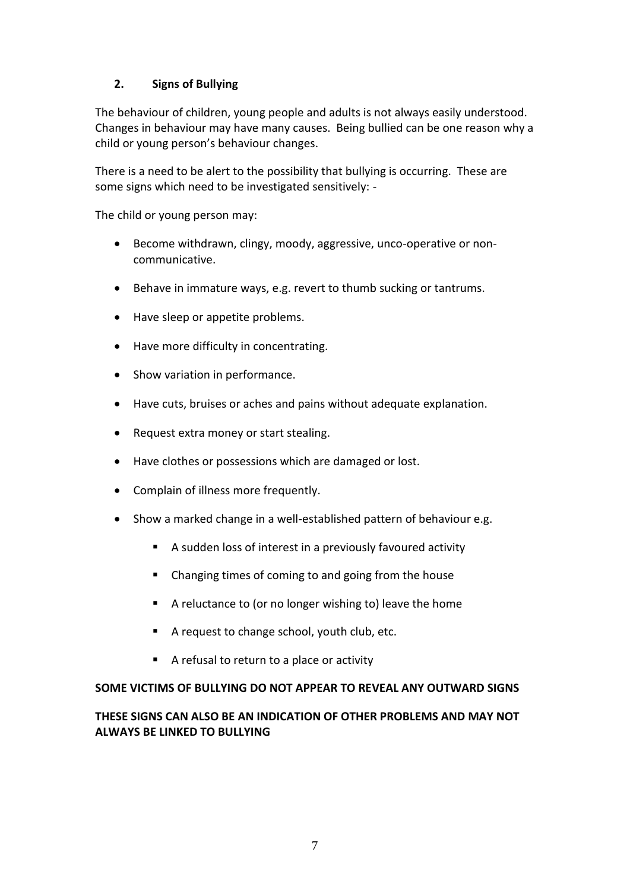## 2. Signs of Bullying

The behaviour of children, young people and adults is not always easily understood. Changes in behaviour may have many causes. Being bullied can be one reason why a child or young person's behaviour changes.

There is a need to be alert to the possibility that bullying is occurring. These are some signs which need to be investigated sensitively: -

The child or young person may:

- Become withdrawn, clingy, moody, aggressive, unco-operative or non-communicative.
- Behave in immature ways, e.g. revert to thumb sucking or tantrums.
- Have sleep or appetite problems.
- Have more difficulty in concentrating.
- Show variation in performance.
- Have cuts, bruises or aches and pains without adequate explanation.
- Request extra money or start stealing.
- Have clothes or possessions which are damaged or lost.
- Complain of illness more frequently.
- Show a marked change in a well-established pattern of behaviour e.g.
    - A sudden loss of interest in a previously favoured activity
    - Changing times of coming to and going from the house
    - A reluctance to (or no longer wishing to) leave the home
    - A request to change school, youth club, etc.
    - A refusal to return to a place or activity

**SOME VICTIMS OF BULLYING DO NOT APPEAR TO REVEAL ANY OUTWARD SIGNS**

**THESE SIGNS CAN ALSO BE AN INDICATION OF OTHER PROBLEMS AND MAY NOT ALWAYS BE LINKED TO BULLYING**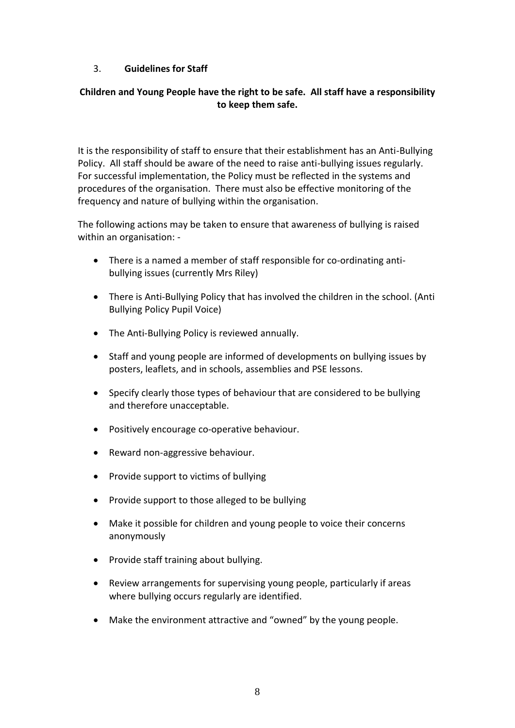## 3. Guidelines for Staff

**Children and Young People have the right to be safe. All staff have a responsibility to keep them safe.**

It is the responsibility of staff to ensure that their establishment has an Anti-Bullying Policy. All staff should be aware of the need to raise anti-bullying issues regularly. For successful implementation, the Policy must be reflected in the systems and procedures of the organisation. There must also be effective monitoring of the frequency and nature of bullying within the organisation.

The following actions may be taken to ensure that awareness of bullying is raised within an organisation: -

- There is a named a member of staff responsible for co-ordinating anti-bullying issues (currently Mrs Riley)
- There is Anti-Bullying Policy that has involved the children in the school. (Anti Bullying Policy Pupil Voice)
- The Anti-Bullying Policy is reviewed annually.
- Staff and young people are informed of developments on bullying issues by posters, leaflets, and in schools, assemblies and PSE lessons.
- Specify clearly those types of behaviour that are considered to be bullying and therefore unacceptable.
- Positively encourage co-operative behaviour.
- Reward non-aggressive behaviour.
- Provide support to victims of bullying
- Provide support to those alleged to be bullying
- Make it possible for children and young people to voice their concerns anonymously
- Provide staff training about bullying.
- Review arrangements for supervising young people, particularly if areas where bullying occurs regularly are identified.
- Make the environment attractive and "owned" by the young people.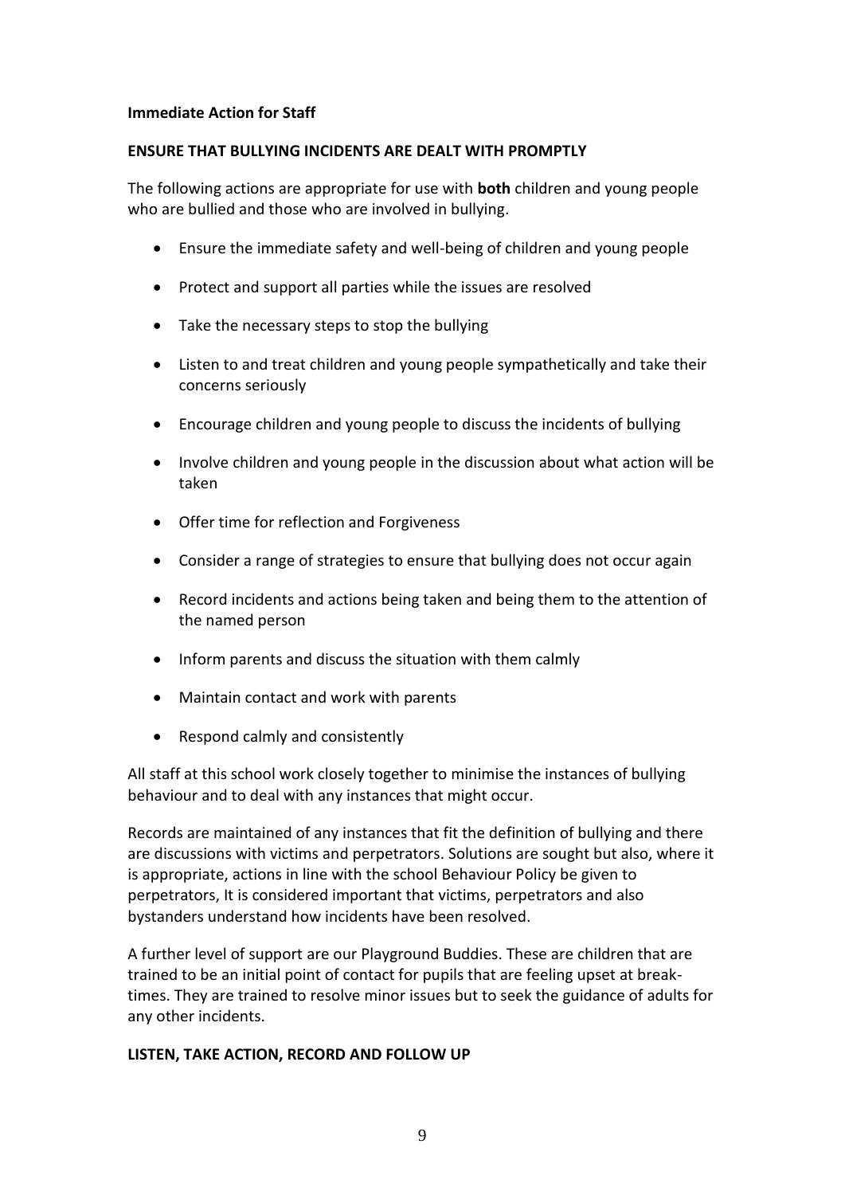**Immediate Action for Staff**

**ENSURE THAT BULLYING INCIDENTS ARE DEALT WITH PROMPTLY**

The following actions are appropriate for use with **both** children and young people who are bullied and those who are involved in bullying.

- Ensure the immediate safety and well-being of children and young people
- Protect and support all parties while the issues are resolved
- Take the necessary steps to stop the bullying
- Listen to and treat children and young people sympathetically and take their concerns seriously
- Encourage children and young people to discuss the incidents of bullying
- Involve children and young people in the discussion about what action will be taken
- Offer time for reflection and Forgiveness
- Consider a range of strategies to ensure that bullying does not occur again
- Record incidents and actions being taken and being them to the attention of the named person
- Inform parents and discuss the situation with them calmly
- Maintain contact and work with parents
- Respond calmly and consistently

All staff at this school work closely together to minimise the instances of bullying behaviour and to deal with any instances that might occur.

Records are maintained of any instances that fit the definition of bullying and there are discussions with victims and perpetrators. Solutions are sought but also, where it is appropriate, actions in line with the school Behaviour Policy be given to perpetrators, It is considered important that victims, perpetrators and also bystanders understand how incidents have been resolved.

A further level of support are our Playground Buddies. These are children that are trained to be an initial point of contact for pupils that are feeling upset at break-times. They are trained to resolve minor issues but to seek the guidance of adults for any other incidents.

**LISTEN, TAKE ACTION, RECORD AND FOLLOW UP**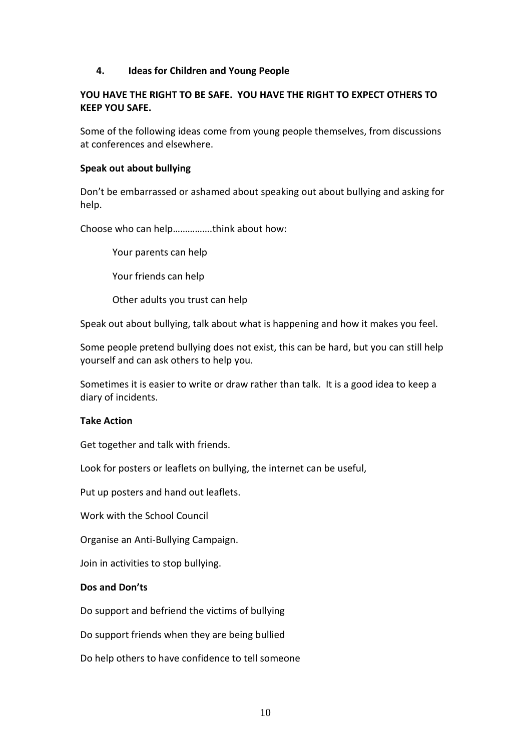## 4. Ideas for Children and Young People

**YOU HAVE THE RIGHT TO BE SAFE. YOU HAVE THE RIGHT TO EXPECT OTHERS TO KEEP YOU SAFE.**

Some of the following ideas come from young people themselves, from discussions at conferences and elsewhere.

**Speak out about bullying**

Don't be embarrassed or ashamed about speaking out about bullying and asking for help.

Choose who can help…………….think about how:

> Your parents can help
>
> Your friends can help
>
> Other adults you trust can help

Speak out about bullying, talk about what is happening and how it makes you feel.

Some people pretend bullying does not exist, this can be hard, but you can still help yourself and can ask others to help you.

Sometimes it is easier to write or draw rather than talk. It is a good idea to keep a diary of incidents.

**Take Action**

Get together and talk with friends.

Look for posters or leaflets on bullying, the internet can be useful,

Put up posters and hand out leaflets.

Work with the School Council

Organise an Anti-Bullying Campaign.

Join in activities to stop bullying.

**Dos and Don'ts**

Do support and befriend the victims of bullying

Do support friends when they are being bullied

Do help others to have confidence to tell someone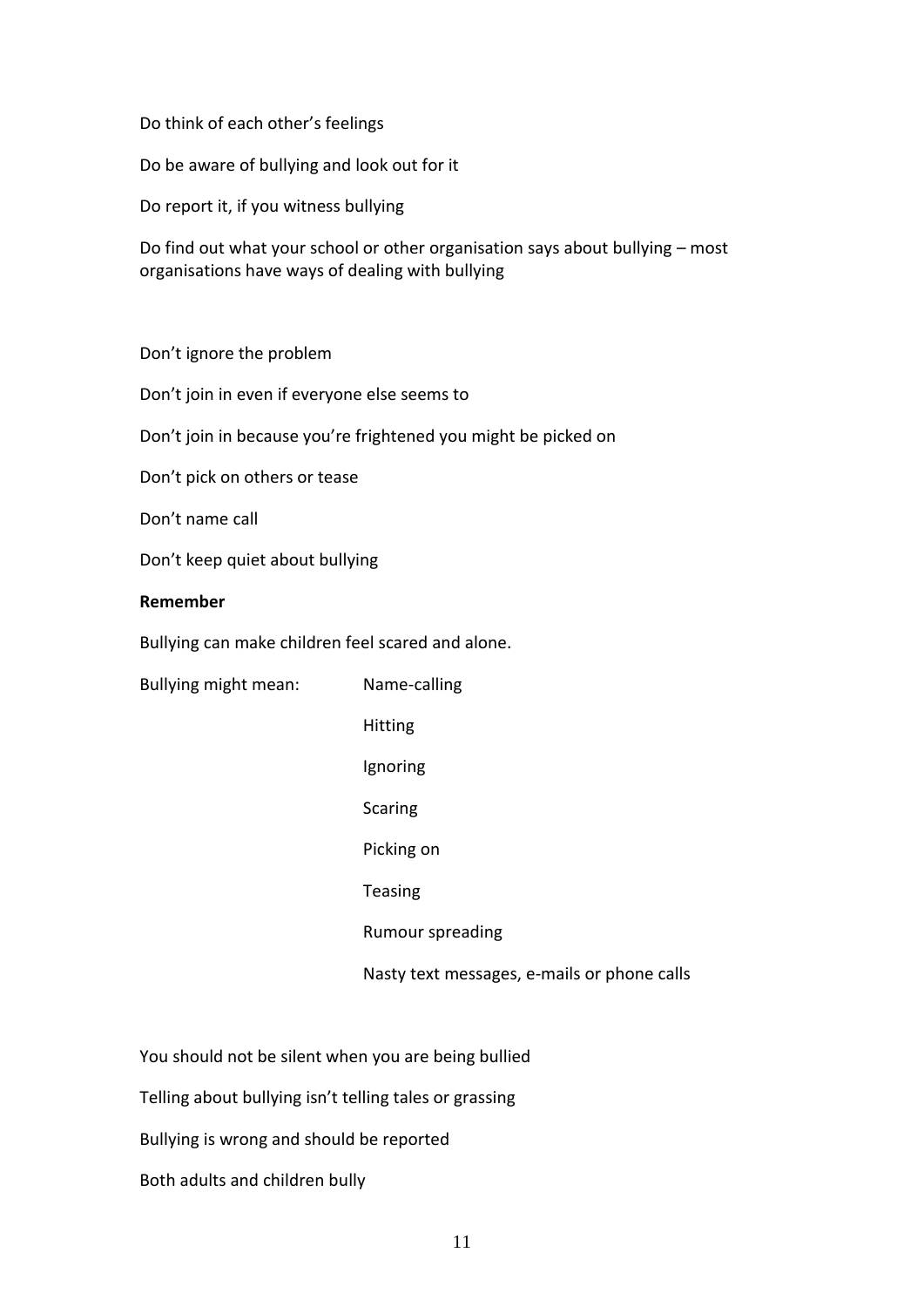Do think of each other's feelings

Do be aware of bullying and look out for it

Do report it, if you witness bullying

Do find out what your school or other organisation says about bullying – most organisations have ways of dealing with bullying

Don't ignore the problem

Don't join in even if everyone else seems to

Don't join in because you're frightened you might be picked on

Don't pick on others or tease

Don't name call

Don't keep quiet about bullying

**Remember**

Bullying can make children feel scared and alone.

Bullying might mean:

- Name-calling
- Hitting
- Ignoring
- Scaring
- Picking on
- Teasing
- Rumour spreading
- Nasty text messages, e-mails or phone calls

You should not be silent when you are being bullied

Telling about bullying isn't telling tales or grassing

Bullying is wrong and should be reported

Both adults and children bully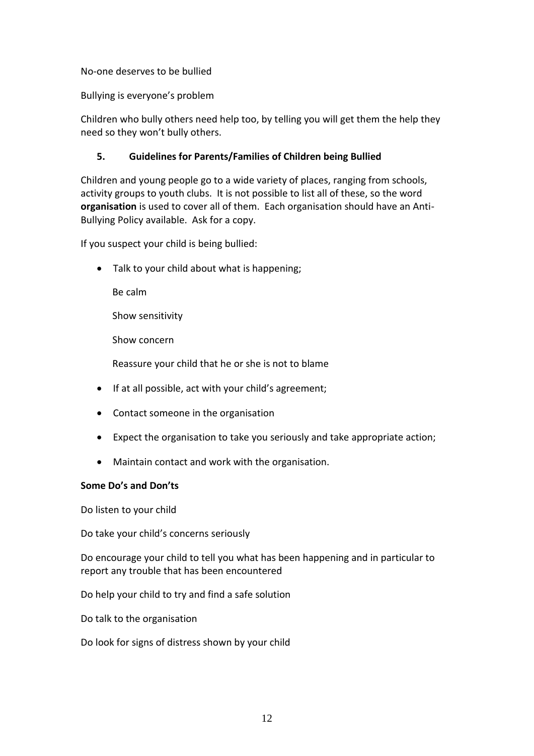No-one deserves to be bullied

Bullying is everyone's problem

Children who bully others need help too, by telling you will get them the help they need so they won't bully others.

## 5. Guidelines for Parents/Families of Children being Bullied

Children and young people go to a wide variety of places, ranging from schools, activity groups to youth clubs. It is not possible to list all of these, so the word **organisation** is used to cover all of them. Each organisation should have an Anti-Bullying Policy available. Ask for a copy.

If you suspect your child is being bullied:

- Talk to your child about what is happening;

  Be calm

  Show sensitivity

  Show concern

  Reassure your child that he or she is not to blame

- If at all possible, act with your child's agreement;
- Contact someone in the organisation
- Expect the organisation to take you seriously and take appropriate action;
- Maintain contact and work with the organisation.

**Some Do's and Don'ts**

Do listen to your child

Do take your child's concerns seriously

Do encourage your child to tell you what has been happening and in particular to report any trouble that has been encountered

Do help your child to try and find a safe solution

Do talk to the organisation

Do look for signs of distress shown by your child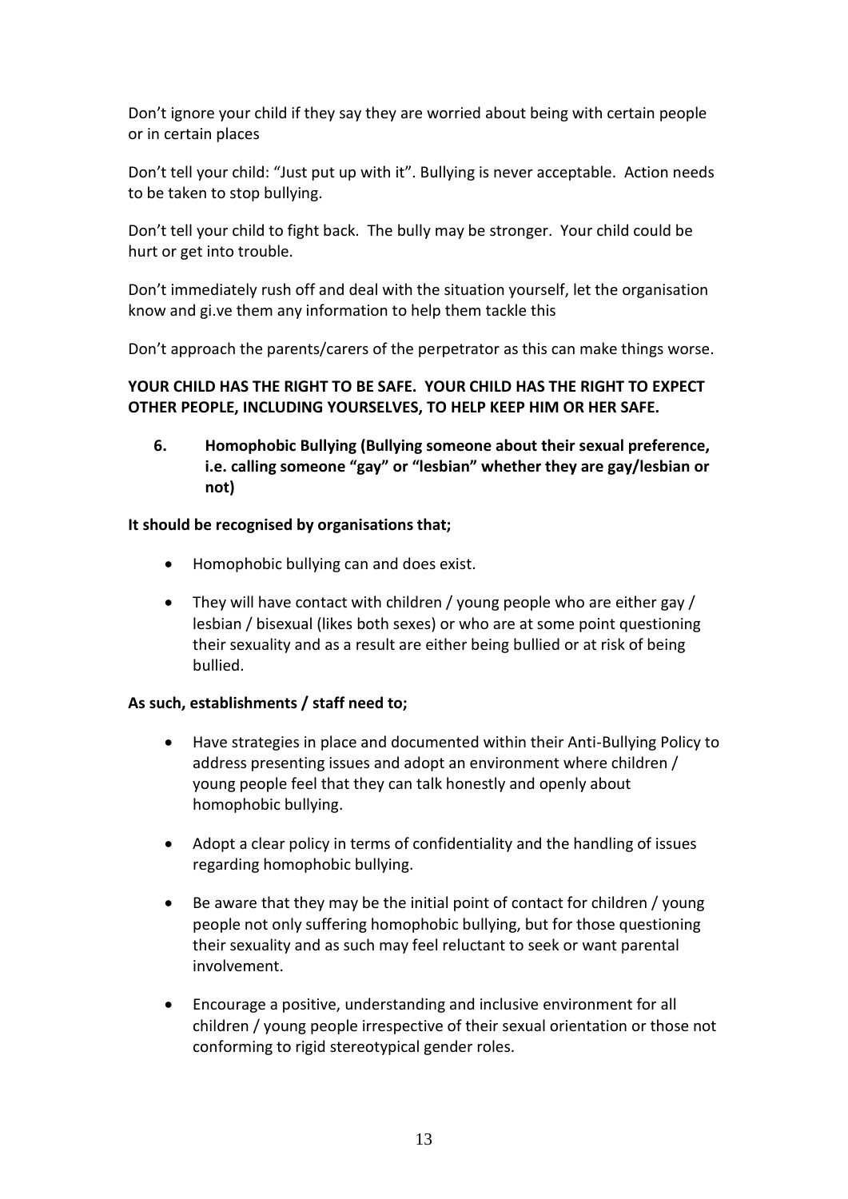Don’t ignore your child if they say they are worried about being with certain people or in certain places

Don’t tell your child: “Just put up with it”. Bullying is never acceptable. Action needs to be taken to stop bullying.

Don’t tell your child to fight back. The bully may be stronger. Your child could be hurt or get into trouble.

Don’t immediately rush off and deal with the situation yourself, let the organisation know and gi.ve them any information to help them tackle this

Don’t approach the parents/carers of the perpetrator as this can make things worse.

**YOUR CHILD HAS THE RIGHT TO BE SAFE. YOUR CHILD HAS THE RIGHT TO EXPECT OTHER PEOPLE, INCLUDING YOURSELVES, TO HELP KEEP HIM OR HER SAFE.**

## 6. Homophobic Bullying (Bullying someone about their sexual preference, i.e. calling someone “gay” or “lesbian” whether they are gay/lesbian or not)

**It should be recognised by organisations that;**

- Homophobic bullying can and does exist.
- They will have contact with children / young people who are either gay / lesbian / bisexual (likes both sexes) or who are at some point questioning their sexuality and as a result are either being bullied or at risk of being bullied.

**As such, establishments / staff need to;**

- Have strategies in place and documented within their Anti-Bullying Policy to address presenting issues and adopt an environment where children / young people feel that they can talk honestly and openly about homophobic bullying.
- Adopt a clear policy in terms of confidentiality and the handling of issues regarding homophobic bullying.
- Be aware that they may be the initial point of contact for children / young people not only suffering homophobic bullying, but for those questioning their sexuality and as such may feel reluctant to seek or want parental involvement.
- Encourage a positive, understanding and inclusive environment for all children / young people irrespective of their sexual orientation or those not conforming to rigid stereotypical gender roles.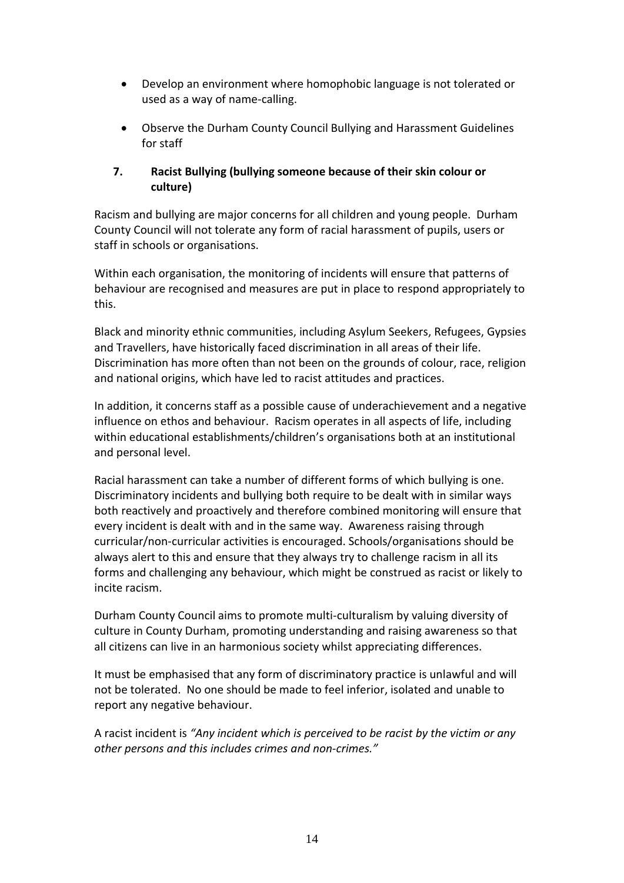- Develop an environment where homophobic language is not tolerated or used as a way of name-calling.
- Observe the Durham County Council Bullying and Harassment Guidelines for staff

## 7. Racist Bullying (bullying someone because of their skin colour or culture)

Racism and bullying are major concerns for all children and young people. Durham County Council will not tolerate any form of racial harassment of pupils, users or staff in schools or organisations.

Within each organisation, the monitoring of incidents will ensure that patterns of behaviour are recognised and measures are put in place to respond appropriately to this.

Black and minority ethnic communities, including Asylum Seekers, Refugees, Gypsies and Travellers, have historically faced discrimination in all areas of their life. Discrimination has more often than not been on the grounds of colour, race, religion and national origins, which have led to racist attitudes and practices.

In addition, it concerns staff as a possible cause of underachievement and a negative influence on ethos and behaviour. Racism operates in all aspects of life, including within educational establishments/children's organisations both at an institutional and personal level.

Racial harassment can take a number of different forms of which bullying is one. Discriminatory incidents and bullying both require to be dealt with in similar ways both reactively and proactively and therefore combined monitoring will ensure that every incident is dealt with and in the same way. Awareness raising through curricular/non-curricular activities is encouraged. Schools/organisations should be always alert to this and ensure that they always try to challenge racism in all its forms and challenging any behaviour, which might be construed as racist or likely to incite racism.

Durham County Council aims to promote multi-culturalism by valuing diversity of culture in County Durham, promoting understanding and raising awareness so that all citizens can live in an harmonious society whilst appreciating differences.

It must be emphasised that any form of discriminatory practice is unlawful and will not be tolerated. No one should be made to feel inferior, isolated and unable to report any negative behaviour.

A racist incident is *"Any incident which is perceived to be racist by the victim or any other persons and this includes crimes and non-crimes."*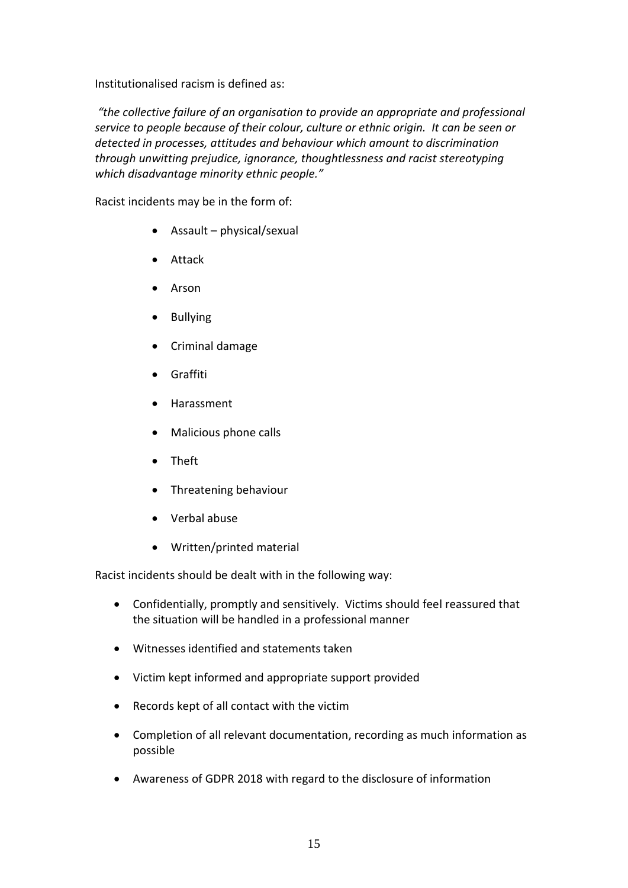Institutionalised racism is defined as:

*"the collective failure of an organisation to provide an appropriate and professional service to people because of their colour, culture or ethnic origin. It can be seen or detected in processes, attitudes and behaviour which amount to discrimination through unwitting prejudice, ignorance, thoughtlessness and racist stereotyping which disadvantage minority ethnic people."*

Racist incidents may be in the form of:

- Assault – physical/sexual
- Attack
- Arson
- Bullying
- Criminal damage
- Graffiti
- Harassment
- Malicious phone calls
- Theft
- Threatening behaviour
- Verbal abuse
- Written/printed material

Racist incidents should be dealt with in the following way:

- Confidentially, promptly and sensitively. Victims should feel reassured that the situation will be handled in a professional manner
- Witnesses identified and statements taken
- Victim kept informed and appropriate support provided
- Records kept of all contact with the victim
- Completion of all relevant documentation, recording as much information as possible
- Awareness of GDPR 2018 with regard to the disclosure of information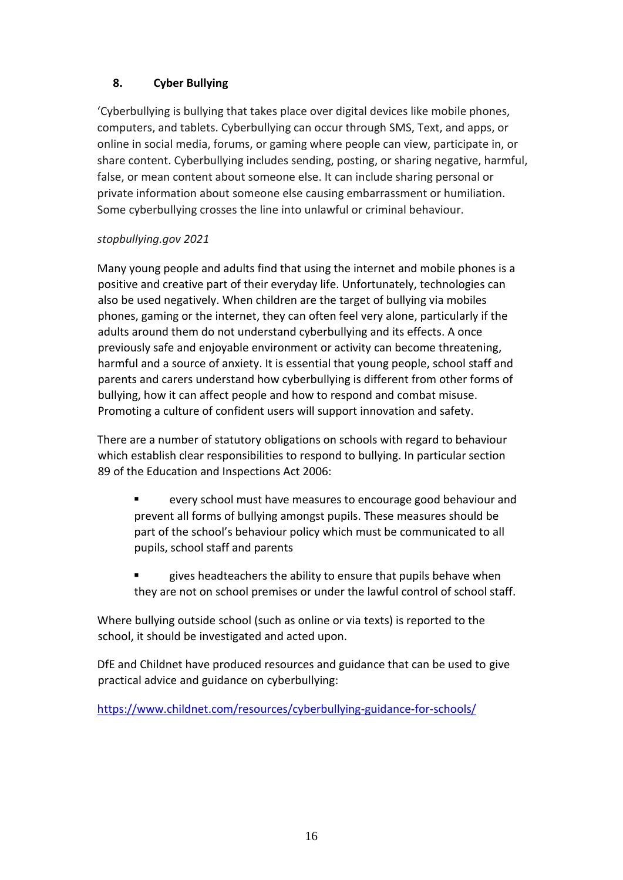## 8. Cyber Bullying

'Cyberbullying is bullying that takes place over digital devices like mobile phones, computers, and tablets. Cyberbullying can occur through SMS, Text, and apps, or online in social media, forums, or gaming where people can view, participate in, or share content. Cyberbullying includes sending, posting, or sharing negative, harmful, false, or mean content about someone else. It can include sharing personal or private information about someone else causing embarrassment or humiliation. Some cyberbullying crosses the line into unlawful or criminal behaviour.

*stopbullying.gov 2021*

Many young people and adults find that using the internet and mobile phones is a positive and creative part of their everyday life. Unfortunately, technologies can also be used negatively. When children are the target of bullying via mobiles phones, gaming or the internet, they can often feel very alone, particularly if the adults around them do not understand cyberbullying and its effects. A once previously safe and enjoyable environment or activity can become threatening, harmful and a source of anxiety. It is essential that young people, school staff and parents and carers understand how cyberbullying is different from other forms of bullying, how it can affect people and how to respond and combat misuse. Promoting a culture of confident users will support innovation and safety.

There are a number of statutory obligations on schools with regard to behaviour which establish clear responsibilities to respond to bullying. In particular section 89 of the Education and Inspections Act 2006:

- every school must have measures to encourage good behaviour and prevent all forms of bullying amongst pupils. These measures should be part of the school's behaviour policy which must be communicated to all pupils, school staff and parents
- gives headteachers the ability to ensure that pupils behave when they are not on school premises or under the lawful control of school staff.

Where bullying outside school (such as online or via texts) is reported to the school, it should be investigated and acted upon.

DfE and Childnet have produced resources and guidance that can be used to give practical advice and guidance on cyberbullying:

https://www.childnet.com/resources/cyberbullying-guidance-for-schools/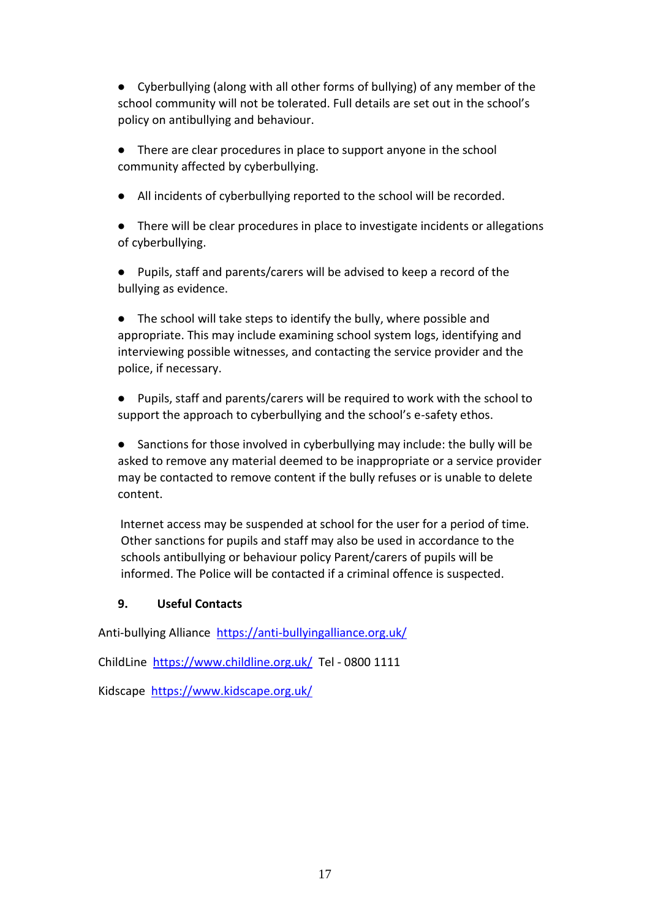- Cyberbullying (along with all other forms of bullying) of any member of the school community will not be tolerated. Full details are set out in the school's policy on antibullying and behaviour.

- There are clear procedures in place to support anyone in the school community affected by cyberbullying.

- All incidents of cyberbullying reported to the school will be recorded.

- There will be clear procedures in place to investigate incidents or allegations of cyberbullying.

- Pupils, staff and parents/carers will be advised to keep a record of the bullying as evidence.

- The school will take steps to identify the bully, where possible and appropriate. This may include examining school system logs, identifying and interviewing possible witnesses, and contacting the service provider and the police, if necessary.

- Pupils, staff and parents/carers will be required to work with the school to support the approach to cyberbullying and the school's e-safety ethos.

- Sanctions for those involved in cyberbullying may include: the bully will be asked to remove any material deemed to be inappropriate or a service provider may be contacted to remove content if the bully refuses or is unable to delete content.

  Internet access may be suspended at school for the user for a period of time. Other sanctions for pupils and staff may also be used in accordance to the schools antibullying or behaviour policy Parent/carers of pupils will be informed. The Police will be contacted if a criminal offence is suspected.

## 9. Useful Contacts

Anti-bullying Alliance https://anti-bullyingalliance.org.uk/

ChildLine https://www.childline.org.uk/ Tel - 0800 1111

Kidscape https://www.kidscape.org.uk/